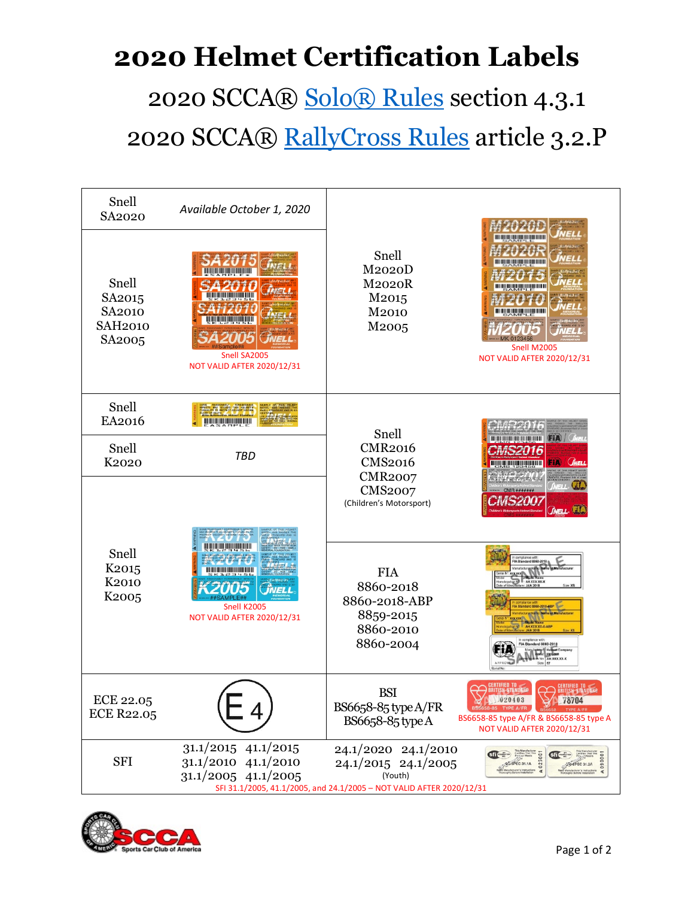# 2020 Helmet Certification Labels

## 2020 SCCA® Solo® Rules section 4.3.1

## 2020 SCCA® RallyCross Rules article 3.2.P

| Standard | Label | Standard | Label |
|---|---|---|---|
| Snell SA2020 | *Available October 1, 2020* | Snell M2020D M2020R M2015 M2010 M2005 | Snell M2005 NOT VALID AFTER 2020/12/31 |
| Snell SA2015 SA2010 SAH2010 SA2005 | Snell SA2005 NOT VALID AFTER 2020/12/31 | | |
| Snell EA2016 | | Snell CMR2016 CMS2016 CMR2007 CMS2007 (Children's Motorsport) | |
| Snell K2020 | *TBD* | | |
| Snell K2015 K2010 K2005 | Snell K2005 NOT VALID AFTER 2020/12/31 | FIA 8860-2018 8860-2018-ABP 8859-2015 8860-2010 8860-2004 | |
| ECE 22.05 ECE R22.05 | E 4 | BSI BS6658-85 type A/FR BS6658-85 type A | BS6658-85 type A/FR & BS6658-85 type A NOT VALID AFTER 2020/12/31 |
| SFI | 31.1/2015 41.1/2015 31.1/2010 41.1/2010 31.1/2005 41.1/2005 | 24.1/2020 24.1/2010 24.1/2015 24.1/2005 (Youth) | |

SFI 31.1/2005, 41.1/2005, and 24.1/2005 – NOT VALID AFTER 2020/12/31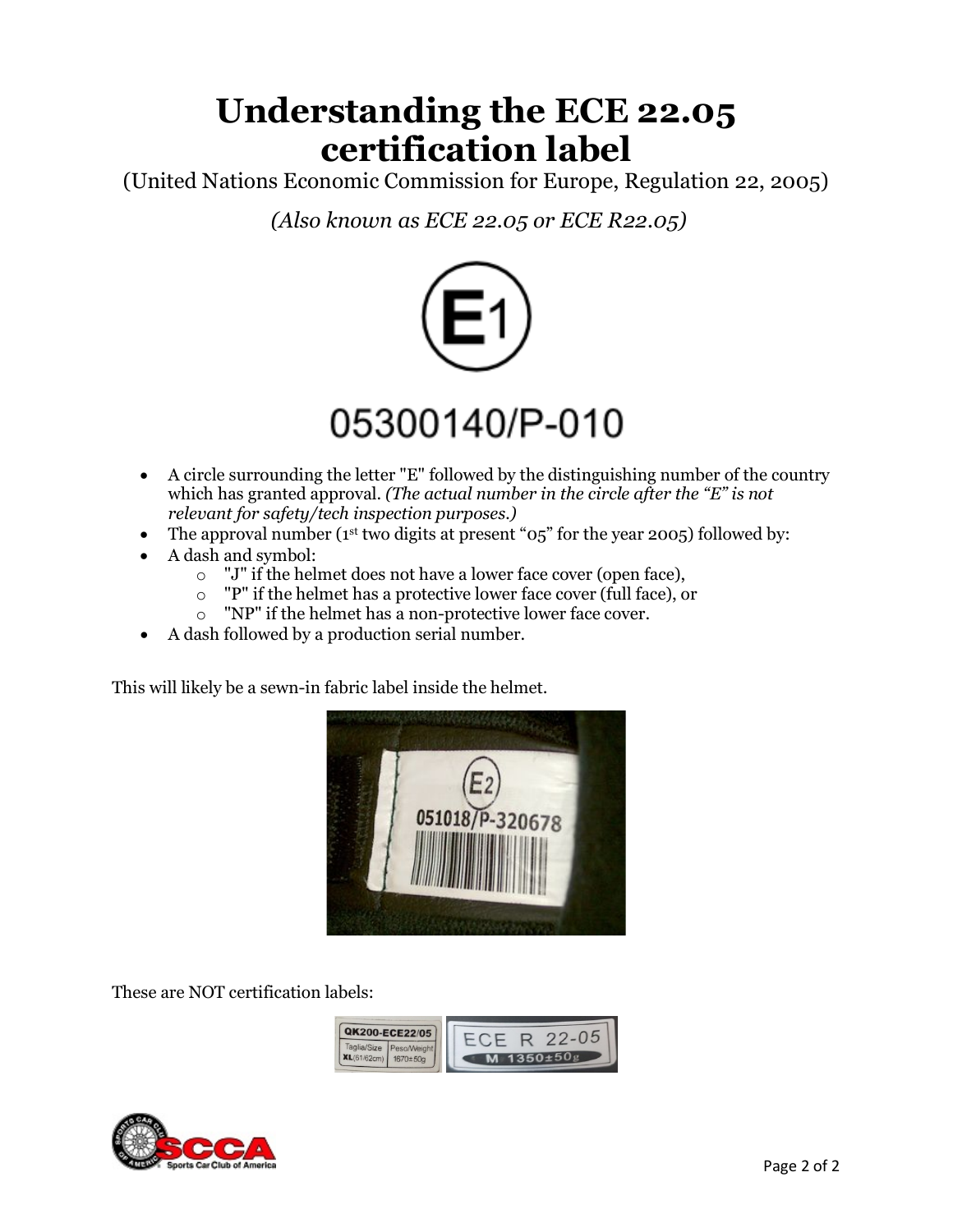# Understanding the ECE 22.05 certification label

(United Nations Economic Commission for Europe, Regulation 22, 2005)

*(Also known as ECE 22.05 or ECE R22.05)*

E1

05300140/P-010

- A circle surrounding the letter "E" followed by the distinguishing number of the country which has granted approval. *(The actual number in the circle after the "E" is not relevant for safety/tech inspection purposes.)*
- The approval number (1st two digits at present "05" for the year 2005) followed by:
- A dash and symbol:
  - "J" if the helmet does not have a lower face cover (open face),
  - "P" if the helmet has a protective lower face cover (full face), or
  - "NP" if the helmet has a non-protective lower face cover.
- A dash followed by a production serial number.

This will likely be a sewn-in fabric label inside the helmet.

E2

051018/P-320678

These are NOT certification labels:

QK200-ECE22/05

Taglia/Size XL(61/62cm) Peso/Weight 1670±50g

ECE R 22-05

M 1350±50g